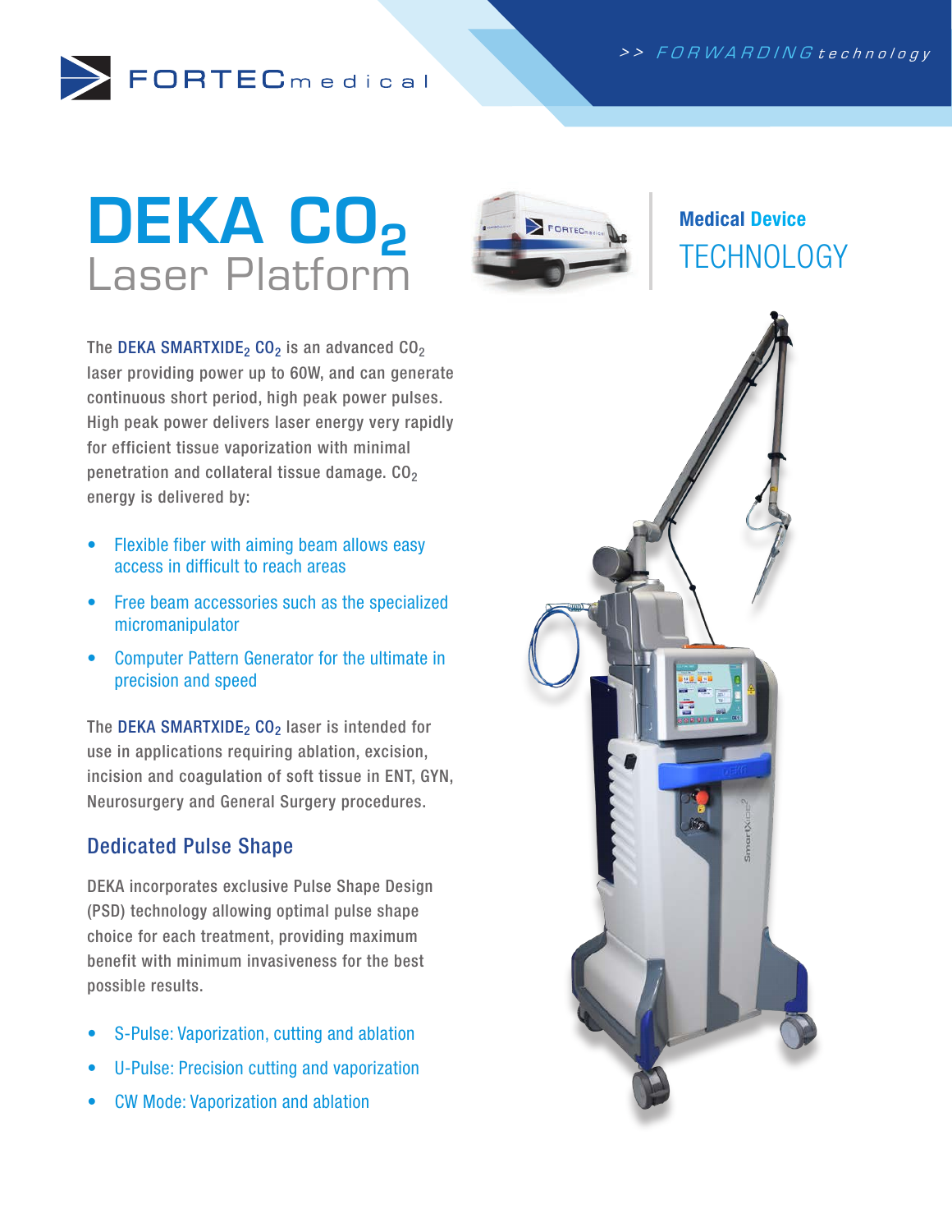FORTECmedical

>> FORWARDING technology

# DEKA $CO_2$ Laser Platform

**Medical Device** TECHNOLOGY

The DEKA SMARTXIDE$_2$ $CO_2$ is an advanced $CO_2$ laser providing power up to 60W, and can generate continuous short period, high peak power pulses. High peak power delivers laser energy very rapidly for efficient tissue vaporization with minimal penetration and collateral tissue damage. $CO_2$ energy is delivered by:

- Flexible fiber with aiming beam allows easy access in difficult to reach areas
- Free beam accessories such as the specialized micromanipulator
- Computer Pattern Generator for the ultimate in precision and speed

The DEKA SMARTXIDE$_2$ $CO_2$ laser is intended for use in applications requiring ablation, excision, incision and coagulation of soft tissue in ENT, GYN, Neurosurgery and General Surgery procedures.

## Dedicated Pulse Shape

DEKA incorporates exclusive Pulse Shape Design (PSD) technology allowing optimal pulse shape choice for each treatment, providing maximum benefit with minimum invasiveness for the best possible results.

- S-Pulse: Vaporization, cutting and ablation
- U-Pulse: Precision cutting and vaporization
- CW Mode: Vaporization and ablation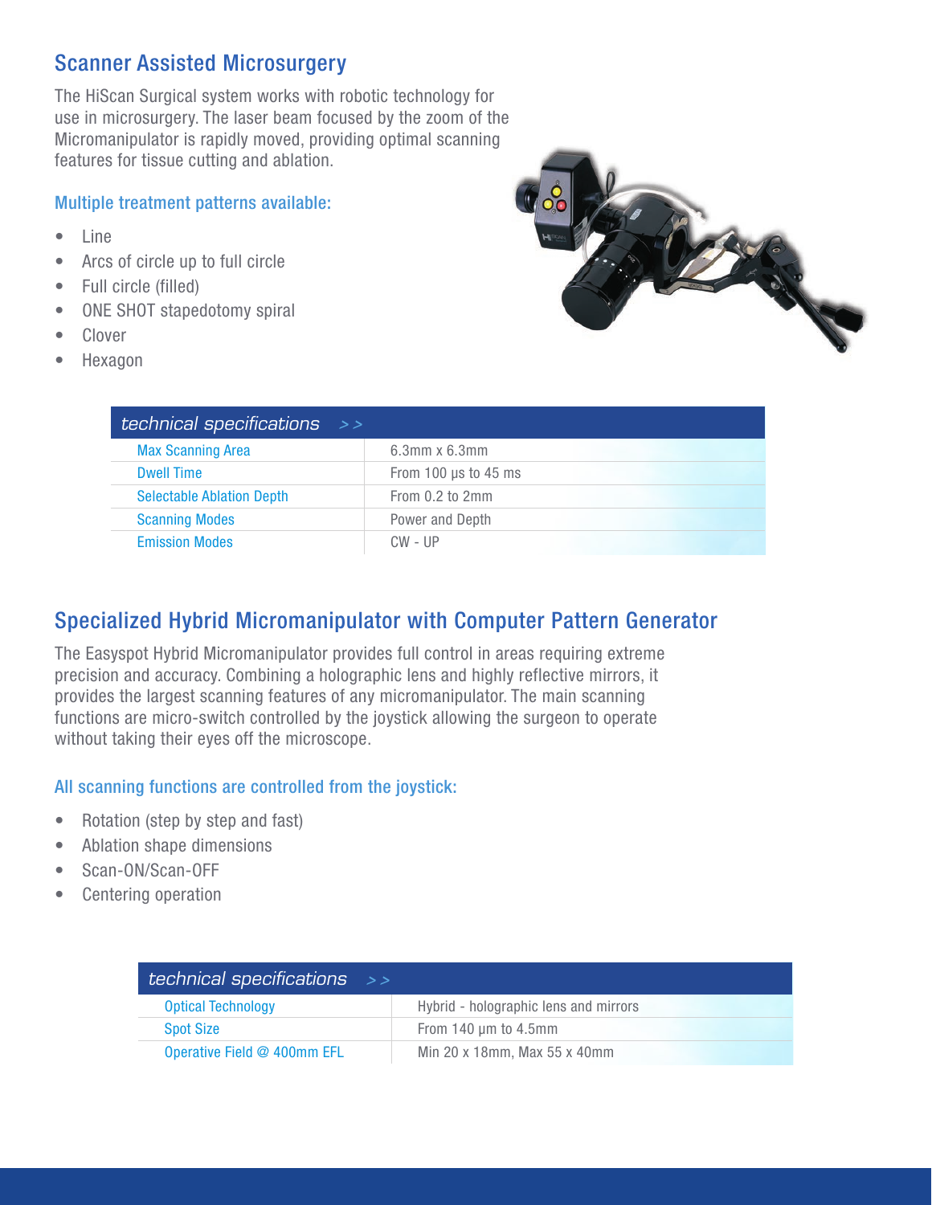## Scanner Assisted Microsurgery

The HiScan Surgical system works with robotic technology for use in microsurgery. The laser beam focused by the zoom of the Micromanipulator is rapidly moved, providing optimal scanning features for tissue cutting and ablation.

### Multiple treatment patterns available:

- Line
- Arcs of circle up to full circle
- Full circle (filled)
- ONE SHOT stapedotomy spiral
- Clover
- Hexagon

| *technical specifications >>* | |
|---|---|
| Max Scanning Area | 6.3mm x 6.3mm |
| Dwell Time | From 100 µs to 45 ms |
| Selectable Ablation Depth | From 0.2 to 2mm |
| Scanning Modes | Power and Depth |
| Emission Modes | CW - UP |

## Specialized Hybrid Micromanipulator with Computer Pattern Generator

The Easyspot Hybrid Micromanipulator provides full control in areas requiring extreme precision and accuracy. Combining a holographic lens and highly reflective mirrors, it provides the largest scanning features of any micromanipulator. The main scanning functions are micro-switch controlled by the joystick allowing the surgeon to operate without taking their eyes off the microscope.

### All scanning functions are controlled from the joystick:

- Rotation (step by step and fast)
- Ablation shape dimensions
- Scan-ON/Scan-OFF
- Centering operation

| *technical specifications >>* | |
|---|---|
| Optical Technology | Hybrid - holographic lens and mirrors |
| Spot Size | From 140 µm to 4.5mm |
| Operative Field @ 400mm EFL | Min 20 x 18mm, Max 55 x 40mm |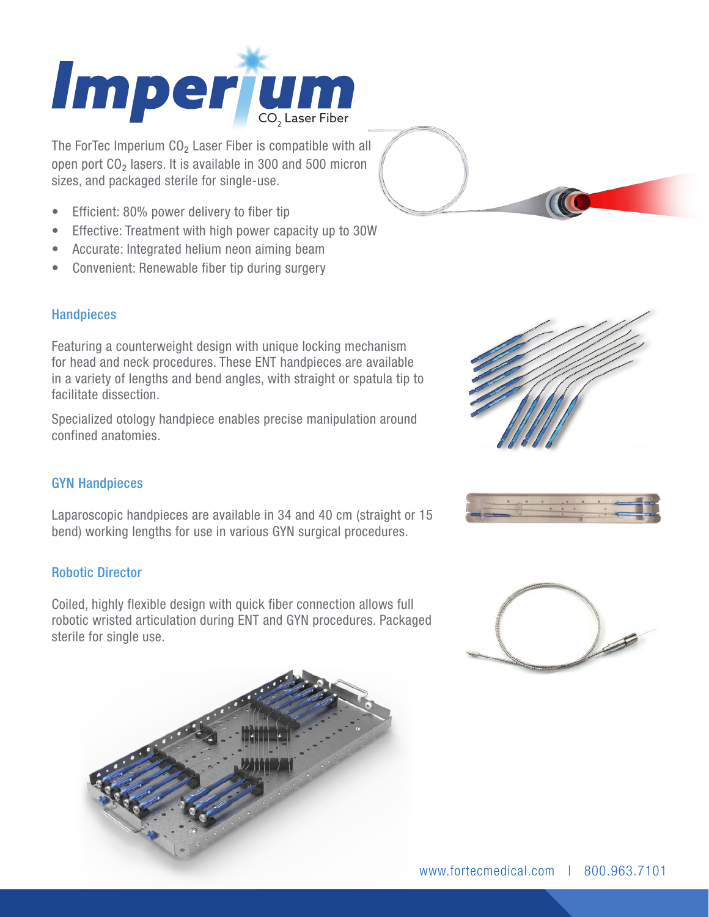# Imperium

$CO_2$ Laser Fiber

The ForTec Imperium $CO_2$ Laser Fiber is compatible with all open port $CO_2$ lasers. It is available in 300 and 500 micron sizes, and packaged sterile for single-use.

- Efficient: 80% power delivery to fiber tip
- Effective: Treatment with high power capacity up to 30W
- Accurate: Integrated helium neon aiming beam
- Convenient: Renewable fiber tip during surgery

## Handpieces

Featuring a counterweight design with unique locking mechanism for head and neck procedures. These ENT handpieces are available in a variety of lengths and bend angles, with straight or spatula tip to facilitate dissection.

Specialized otology handpiece enables precise manipulation around confined anatomies.

## GYN Handpieces

Laparoscopic handpieces are available in 34 and 40 cm (straight or 15 bend) working lengths for use in various GYN surgical procedures.

## Robotic Director

Coiled, highly flexible design with quick fiber connection allows full robotic wristed articulation during ENT and GYN procedures. Packaged sterile for single use.

www.fortecmedical.com | 800.963.7101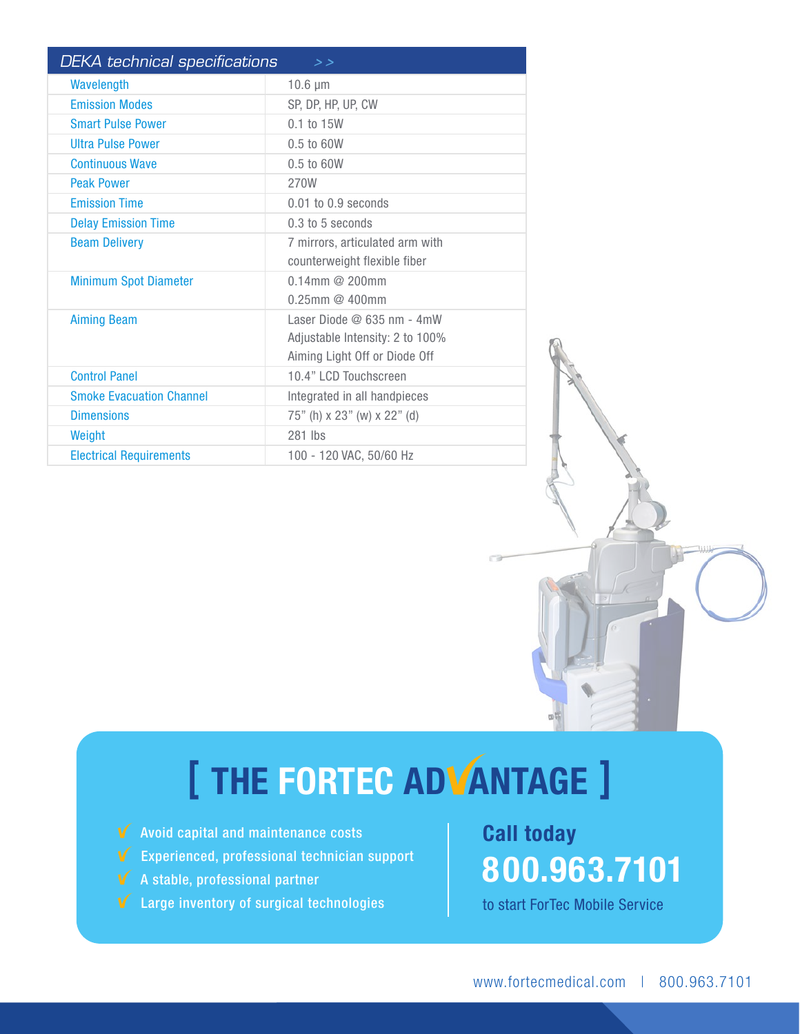## DEKA technical specifications >>

| | |
|---|---|
| Wavelength | 10.6 µm |
| Emission Modes | SP, DP, HP, UP, CW |
| Smart Pulse Power | 0.1 to 15W |
| Ultra Pulse Power | 0.5 to 60W |
| Continuous Wave | 0.5 to 60W |
| Peak Power | 270W |
| Emission Time | 0.01 to 0.9 seconds |
| Delay Emission Time | 0.3 to 5 seconds |
| Beam Delivery | 7 mirrors, articulated arm with counterweight flexible fiber |
| Minimum Spot Diameter | 0.14mm @ 200mm<br>0.25mm @ 400mm |
| Aiming Beam | Laser Diode @ 635 nm - 4mW<br>Adjustable Intensity: 2 to 100%<br>Aiming Light Off or Diode Off |
| Control Panel | 10.4" LCD Touchscreen |
| Smoke Evacuation Channel | Integrated in all handpieces |
| Dimensions | 75" (h) x 23" (w) x 22" (d) |
| Weight | 281 lbs |
| Electrical Requirements | 100 - 120 VAC, 50/60 Hz |

# [ THE FORTEC ADVANTAGE ]

- ✓ Avoid capital and maintenance costs
- ✓ Experienced, professional technician support
- ✓ A stable, professional partner
- ✓ Large inventory of surgical technologies

**Call today**

**800.963.7101**

to start ForTec Mobile Service

www.fortecmedical.com | 800.963.7101